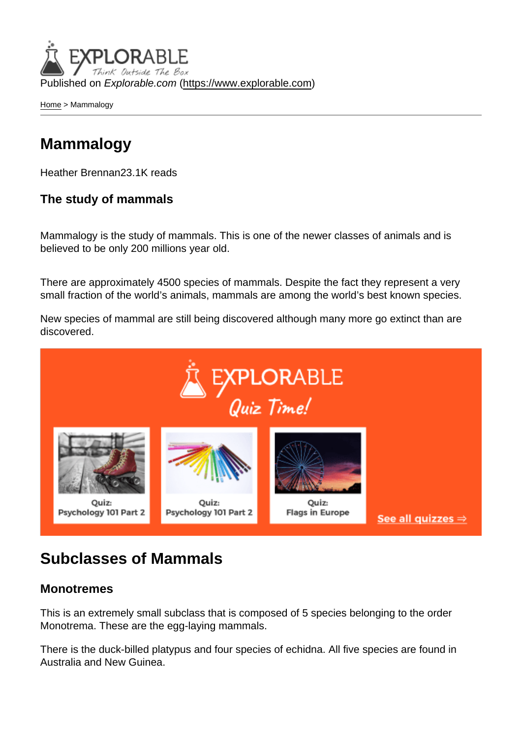Published on *Explorable.com* (https://www.explorable.com)

Home > Mammalogy

# Mammalogy

Heather Brennan23.1K reads

### The study of mammals

Mammalogy is the study of mammals. This is one of the newer classes of animals and is believed to be only 200 millions year old.

There are approximately 4500 species of mammals. Despite the fact they represent a very small fraction of the world's animals, mammals are among the world's best known species.

New species of mammal are still being discovered although many more go extinct than are discovered.

## Subclasses of Mammals

### Monotremes

This is an extremely small subclass that is composed of 5 species belonging to the order Monotrema. These are the egg-laying mammals.

There is the duck-billed platypus and four species of echidna. All five species are found in Australia and New Guinea.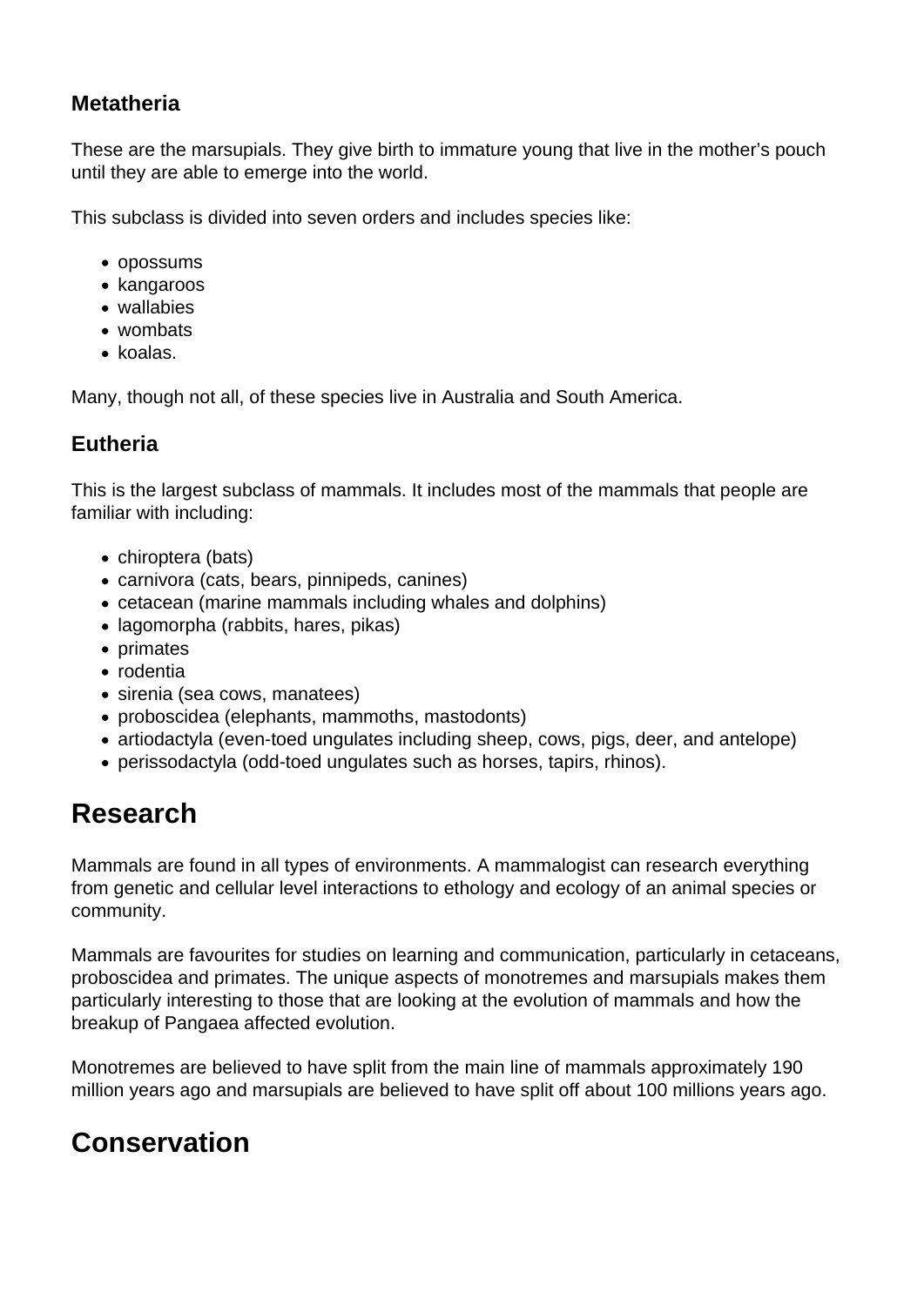### Metatheria

These are the marsupials. They give birth to immature young that live in the mother's pouch until they are able to emerge into the world.

This subclass is divided into seven orders and includes species like:

- opossums
- kangaroos
- wallabies
- wombats
- koalas.

Many, though not all, of these species live in Australia and South America.

### Eutheria

This is the largest subclass of mammals. It includes most of the mammals that people are familiar with including:

- chiroptera (bats)
- carnivora (cats, bears, pinnipeds, canines)
- cetacean (marine mammals including whales and dolphins)
- lagomorpha (rabbits, hares, pikas)
- primates
- rodentia
- sirenia (sea cows, manatees)
- proboscidea (elephants, mammoths, mastodonts)
- artiodactyla (even-toed ungulates including sheep, cows, pigs, deer, and antelope)
- perissodactyla (odd-toed ungulates such as horses, tapirs, rhinos).

## Research

Mammals are found in all types of environments. A mammalogist can research everything from genetic and cellular level interactions to ethology and ecology of an animal species or community.

Mammals are favourites for studies on learning and communication, particularly in cetaceans, proboscidea and primates. The unique aspects of monotremes and marsupials makes them particularly interesting to those that are looking at the evolution of mammals and how the breakup of Pangaea affected evolution.

Monotremes are believed to have split from the main line of mammals approximately 190 million years ago and marsupials are believed to have split off about 100 millions years ago.

## Conservation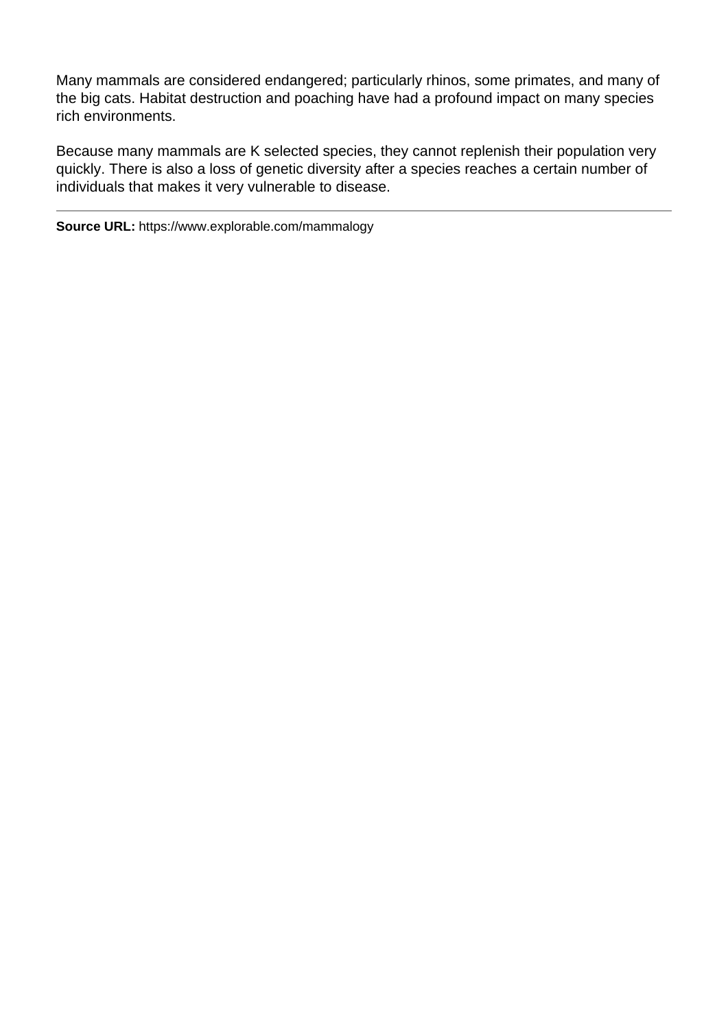Many mammals are considered endangered; particularly rhinos, some primates, and many of the big cats. Habitat destruction and poaching have had a profound impact on many species rich environments.

Because many mammals are K selected species, they cannot replenish their population very quickly. There is also a loss of genetic diversity after a species reaches a certain number of individuals that makes it very vulnerable to disease.

---

**Source URL:** https://www.explorable.com/mammalogy